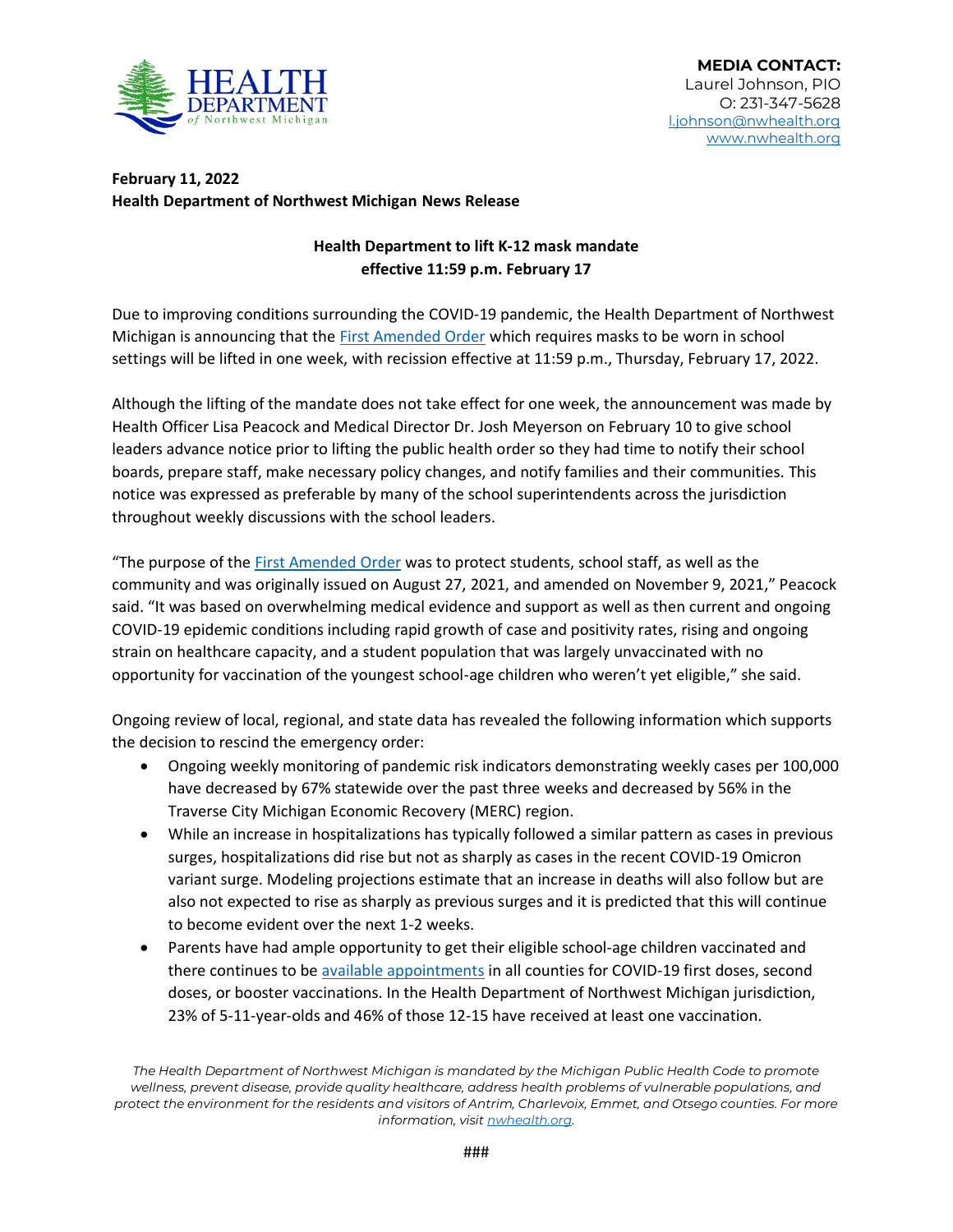**MEDIA CONTACT:**
Laurel Johnson, PIO
O: 231-347-5628
l.johnson@nwhealth.org
www.nwhealth.org

**February 11, 2022**
**Health Department of Northwest Michigan News Release**

## Health Department to lift K-12 mask mandate effective 11:59 p.m. February 17

Due to improving conditions surrounding the COVID-19 pandemic, the Health Department of Northwest Michigan is announcing that the First Amended Order which requires masks to be worn in school settings will be lifted in one week, with recission effective at 11:59 p.m., Thursday, February 17, 2022.

Although the lifting of the mandate does not take effect for one week, the announcement was made by Health Officer Lisa Peacock and Medical Director Dr. Josh Meyerson on February 10 to give school leaders advance notice prior to lifting the public health order so they had time to notify their school boards, prepare staff, make necessary policy changes, and notify families and their communities. This notice was expressed as preferable by many of the school superintendents across the jurisdiction throughout weekly discussions with the school leaders.

"The purpose of the First Amended Order was to protect students, school staff, as well as the community and was originally issued on August 27, 2021, and amended on November 9, 2021," Peacock said. "It was based on overwhelming medical evidence and support as well as then current and ongoing COVID-19 epidemic conditions including rapid growth of case and positivity rates, rising and ongoing strain on healthcare capacity, and a student population that was largely unvaccinated with no opportunity for vaccination of the youngest school-age children who weren't yet eligible," she said.

Ongoing review of local, regional, and state data has revealed the following information which supports the decision to rescind the emergency order:

- Ongoing weekly monitoring of pandemic risk indicators demonstrating weekly cases per 100,000 have decreased by 67% statewide over the past three weeks and decreased by 56% in the Traverse City Michigan Economic Recovery (MERC) region.
- While an increase in hospitalizations has typically followed a similar pattern as cases in previous surges, hospitalizations did rise but not as sharply as cases in the recent COVID-19 Omicron variant surge. Modeling projections estimate that an increase in deaths will also follow but are also not expected to rise as sharply as previous surges and it is predicted that this will continue to become evident over the next 1-2 weeks.
- Parents have had ample opportunity to get their eligible school-age children vaccinated and there continues to be available appointments in all counties for COVID-19 first doses, second doses, or booster vaccinations. In the Health Department of Northwest Michigan jurisdiction, 23% of 5-11-year-olds and 46% of those 12-15 have received at least one vaccination.

*The Health Department of Northwest Michigan is mandated by the Michigan Public Health Code to promote wellness, prevent disease, provide quality healthcare, address health problems of vulnerable populations, and protect the environment for the residents and visitors of Antrim, Charlevoix, Emmet, and Otsego counties. For more information, visit nwhealth.org.*

###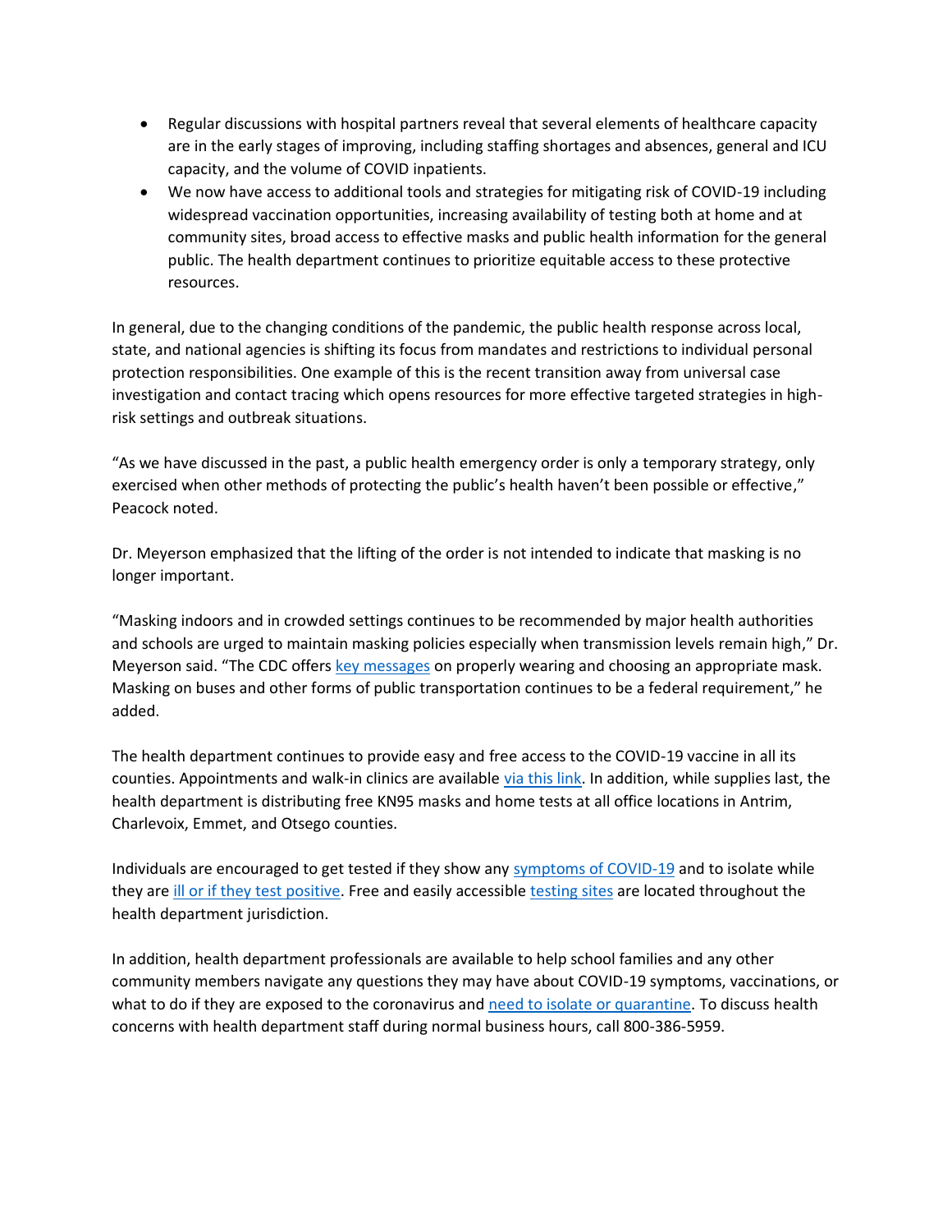- Regular discussions with hospital partners reveal that several elements of healthcare capacity are in the early stages of improving, including staffing shortages and absences, general and ICU capacity, and the volume of COVID inpatients.
- We now have access to additional tools and strategies for mitigating risk of COVID-19 including widespread vaccination opportunities, increasing availability of testing both at home and at community sites, broad access to effective masks and public health information for the general public. The health department continues to prioritize equitable access to these protective resources.

In general, due to the changing conditions of the pandemic, the public health response across local, state, and national agencies is shifting its focus from mandates and restrictions to individual personal protection responsibilities. One example of this is the recent transition away from universal case investigation and contact tracing which opens resources for more effective targeted strategies in high-risk settings and outbreak situations.

"As we have discussed in the past, a public health emergency order is only a temporary strategy, only exercised when other methods of protecting the public's health haven't been possible or effective," Peacock noted.

Dr. Meyerson emphasized that the lifting of the order is not intended to indicate that masking is no longer important.

"Masking indoors and in crowded settings continues to be recommended by major health authorities and schools are urged to maintain masking policies especially when transmission levels remain high," Dr. Meyerson said. "The CDC offers key messages on properly wearing and choosing an appropriate mask. Masking on buses and other forms of public transportation continues to be a federal requirement," he added.

The health department continues to provide easy and free access to the COVID-19 vaccine in all its counties. Appointments and walk-in clinics are available via this link. In addition, while supplies last, the health department is distributing free KN95 masks and home tests at all office locations in Antrim, Charlevoix, Emmet, and Otsego counties.

Individuals are encouraged to get tested if they show any symptoms of COVID-19 and to isolate while they are ill or if they test positive. Free and easily accessible testing sites are located throughout the health department jurisdiction.

In addition, health department professionals are available to help school families and any other community members navigate any questions they may have about COVID-19 symptoms, vaccinations, or what to do if they are exposed to the coronavirus and need to isolate or quarantine. To discuss health concerns with health department staff during normal business hours, call 800-386-5959.